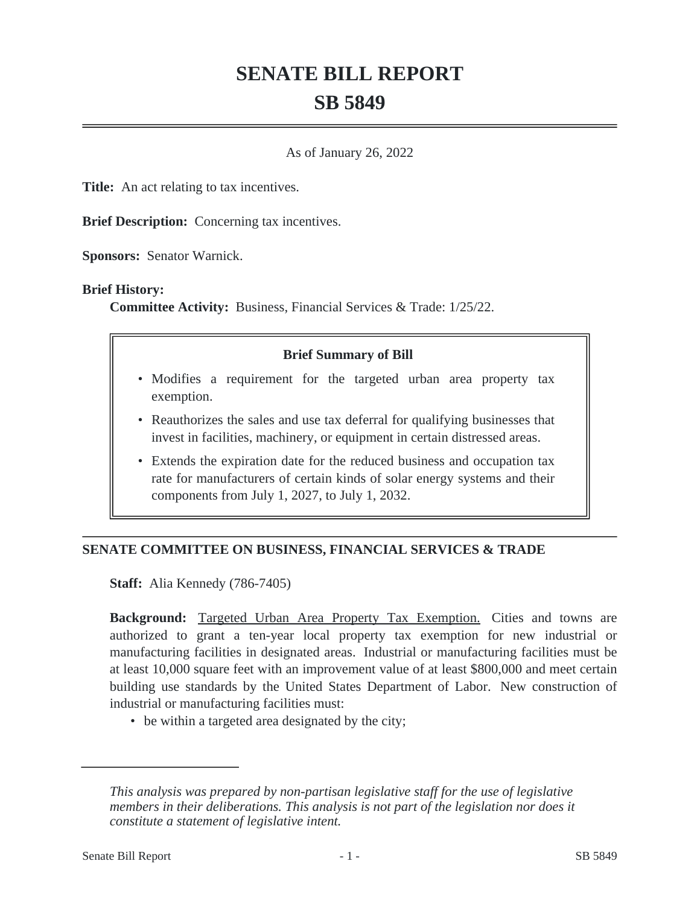# SENATE BILL REPORT

# SB 5849

As of January 26, 2022

**Title:** An act relating to tax incentives.

**Brief Description:** Concerning tax incentives.

**Sponsors:** Senator Warnick.

**Brief History:**

**Committee Activity:** Business, Financial Services & Trade: 1/25/22.

**Brief Summary of Bill**

- Modifies a requirement for the targeted urban area property tax exemption.
- Reauthorizes the sales and use tax deferral for qualifying businesses that invest in facilities, machinery, or equipment in certain distressed areas.
- Extends the expiration date for the reduced business and occupation tax rate for manufacturers of certain kinds of solar energy systems and their components from July 1, 2027, to July 1, 2032.

## SENATE COMMITTEE ON BUSINESS, FINANCIAL SERVICES & TRADE

**Staff:** Alia Kennedy (786-7405)

**Background:** Targeted Urban Area Property Tax Exemption. Cities and towns are authorized to grant a ten-year local property tax exemption for new industrial or manufacturing facilities in designated areas. Industrial or manufacturing facilities must be at least 10,000 square feet with an improvement value of at least $800,000 and meet certain building use standards by the United States Department of Labor. New construction of industrial or manufacturing facilities must:

- be within a targeted area designated by the city;

*This analysis was prepared by non-partisan legislative staff for the use of legislative members in their deliberations. This analysis is not part of the legislation nor does it constitute a statement of legislative intent.*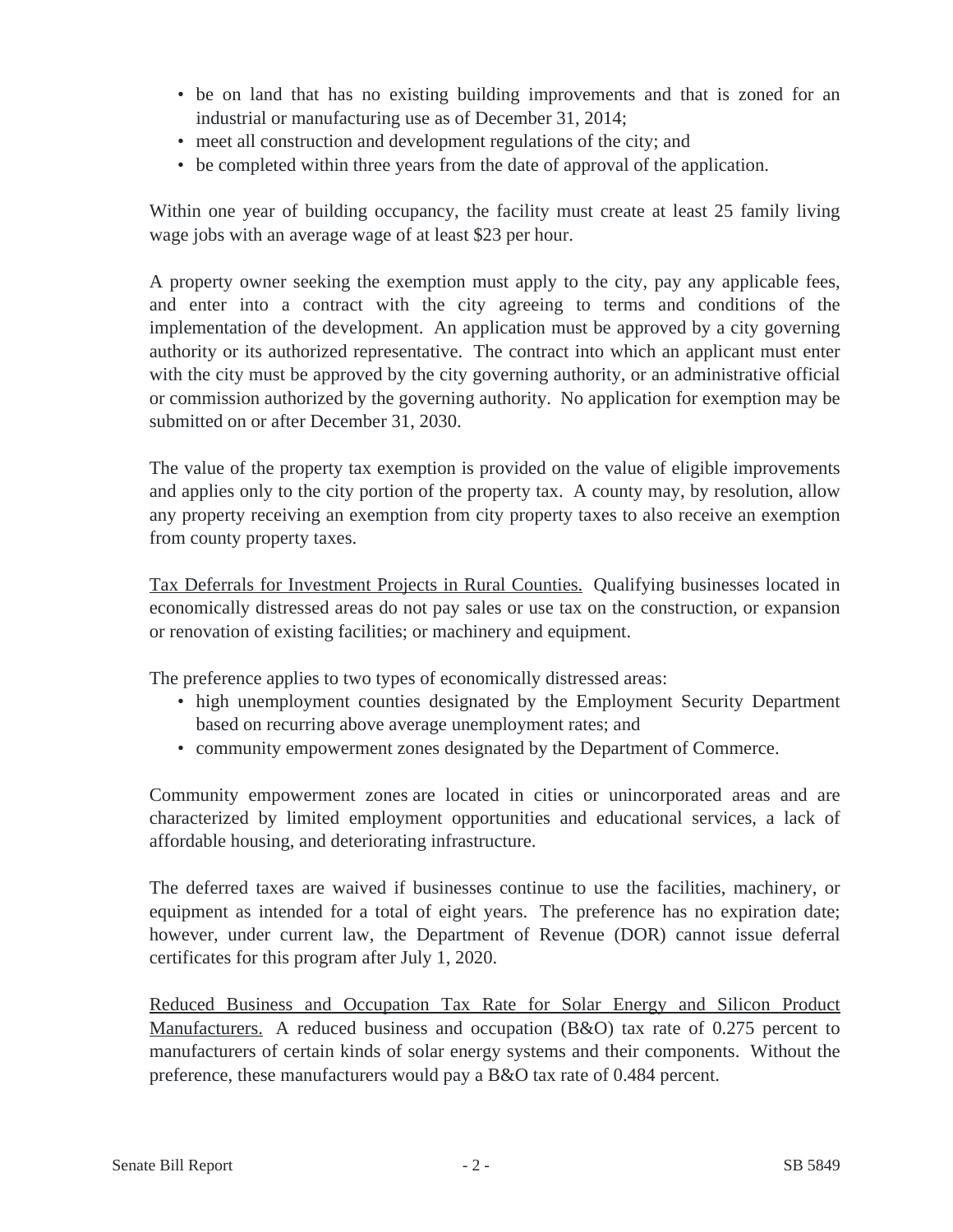- be on land that has no existing building improvements and that is zoned for an industrial or manufacturing use as of December 31, 2014;
- meet all construction and development regulations of the city; and
- be completed within three years from the date of approval of the application.

Within one year of building occupancy, the facility must create at least 25 family living wage jobs with an average wage of at least $23 per hour.

A property owner seeking the exemption must apply to the city, pay any applicable fees, and enter into a contract with the city agreeing to terms and conditions of the implementation of the development. An application must be approved by a city governing authority or its authorized representative. The contract into which an applicant must enter with the city must be approved by the city governing authority, or an administrative official or commission authorized by the governing authority. No application for exemption may be submitted on or after December 31, 2030.

The value of the property tax exemption is provided on the value of eligible improvements and applies only to the city portion of the property tax. A county may, by resolution, allow any property receiving an exemption from city property taxes to also receive an exemption from county property taxes.

Tax Deferrals for Investment Projects in Rural Counties. Qualifying businesses located in economically distressed areas do not pay sales or use tax on the construction, or expansion or renovation of existing facilities; or machinery and equipment.

The preference applies to two types of economically distressed areas:

- high unemployment counties designated by the Employment Security Department based on recurring above average unemployment rates; and
- community empowerment zones designated by the Department of Commerce.

Community empowerment zones are located in cities or unincorporated areas and are characterized by limited employment opportunities and educational services, a lack of affordable housing, and deteriorating infrastructure.

The deferred taxes are waived if businesses continue to use the facilities, machinery, or equipment as intended for a total of eight years. The preference has no expiration date; however, under current law, the Department of Revenue (DOR) cannot issue deferral certificates for this program after July 1, 2020.

Reduced Business and Occupation Tax Rate for Solar Energy and Silicon Product Manufacturers. A reduced business and occupation (B&O) tax rate of 0.275 percent to manufacturers of certain kinds of solar energy systems and their components. Without the preference, these manufacturers would pay a B&O tax rate of 0.484 percent.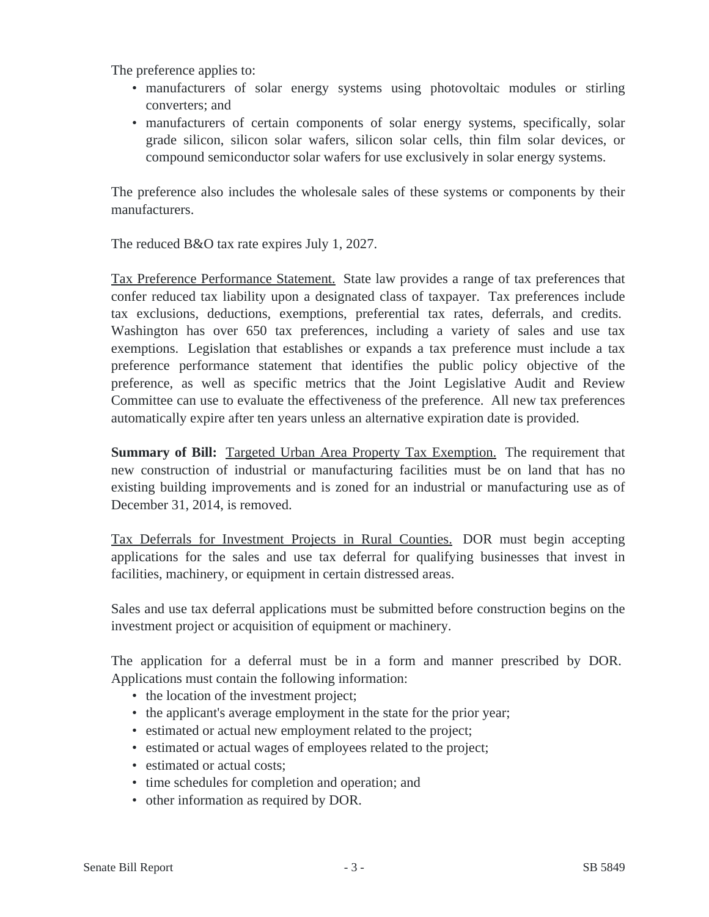The preference applies to:

- manufacturers of solar energy systems using photovoltaic modules or stirling converters; and
- manufacturers of certain components of solar energy systems, specifically, solar grade silicon, silicon solar wafers, silicon solar cells, thin film solar devices, or compound semiconductor solar wafers for use exclusively in solar energy systems.

The preference also includes the wholesale sales of these systems or components by their manufacturers.

The reduced B&O tax rate expires July 1, 2027.

<u>Tax Preference Performance Statement.</u> State law provides a range of tax preferences that confer reduced tax liability upon a designated class of taxpayer. Tax preferences include tax exclusions, deductions, exemptions, preferential tax rates, deferrals, and credits. Washington has over 650 tax preferences, including a variety of sales and use tax exemptions. Legislation that establishes or expands a tax preference must include a tax preference performance statement that identifies the public policy objective of the preference, as well as specific metrics that the Joint Legislative Audit and Review Committee can use to evaluate the effectiveness of the preference. All new tax preferences automatically expire after ten years unless an alternative expiration date is provided.

**Summary of Bill:** <u>Targeted Urban Area Property Tax Exemption.</u> The requirement that new construction of industrial or manufacturing facilities must be on land that has no existing building improvements and is zoned for an industrial or manufacturing use as of December 31, 2014, is removed.

<u>Tax Deferrals for Investment Projects in Rural Counties.</u> DOR must begin accepting applications for the sales and use tax deferral for qualifying businesses that invest in facilities, machinery, or equipment in certain distressed areas.

Sales and use tax deferral applications must be submitted before construction begins on the investment project or acquisition of equipment or machinery.

The application for a deferral must be in a form and manner prescribed by DOR. Applications must contain the following information:

- the location of the investment project;
- the applicant's average employment in the state for the prior year;
- estimated or actual new employment related to the project;
- estimated or actual wages of employees related to the project;
- estimated or actual costs;
- time schedules for completion and operation; and
- other information as required by DOR.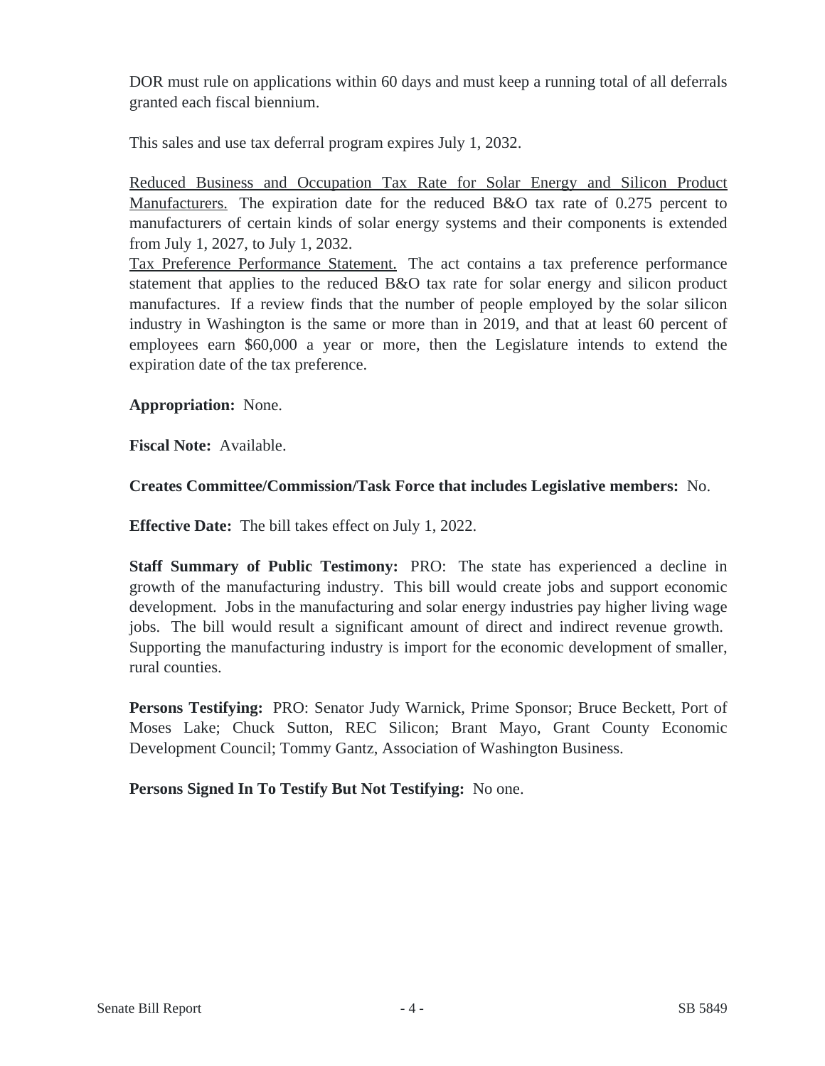DOR must rule on applications within 60 days and must keep a running total of all deferrals granted each fiscal biennium.

This sales and use tax deferral program expires July 1, 2032.

Reduced Business and Occupation Tax Rate for Solar Energy and Silicon Product Manufacturers. The expiration date for the reduced B&O tax rate of 0.275 percent to manufacturers of certain kinds of solar energy systems and their components is extended from July 1, 2027, to July 1, 2032.

Tax Preference Performance Statement. The act contains a tax preference performance statement that applies to the reduced B&O tax rate for solar energy and silicon product manufactures. If a review finds that the number of people employed by the solar silicon industry in Washington is the same or more than in 2019, and that at least 60 percent of employees earn $60,000 a year or more, then the Legislature intends to extend the expiration date of the tax preference.

**Appropriation:** None.

**Fiscal Note:** Available.

**Creates Committee/Commission/Task Force that includes Legislative members:** No.

**Effective Date:** The bill takes effect on July 1, 2022.

**Staff Summary of Public Testimony:** PRO: The state has experienced a decline in growth of the manufacturing industry. This bill would create jobs and support economic development. Jobs in the manufacturing and solar energy industries pay higher living wage jobs. The bill would result a significant amount of direct and indirect revenue growth. Supporting the manufacturing industry is import for the economic development of smaller, rural counties.

**Persons Testifying:** PRO: Senator Judy Warnick, Prime Sponsor; Bruce Beckett, Port of Moses Lake; Chuck Sutton, REC Silicon; Brant Mayo, Grant County Economic Development Council; Tommy Gantz, Association of Washington Business.

**Persons Signed In To Testify But Not Testifying:** No one.